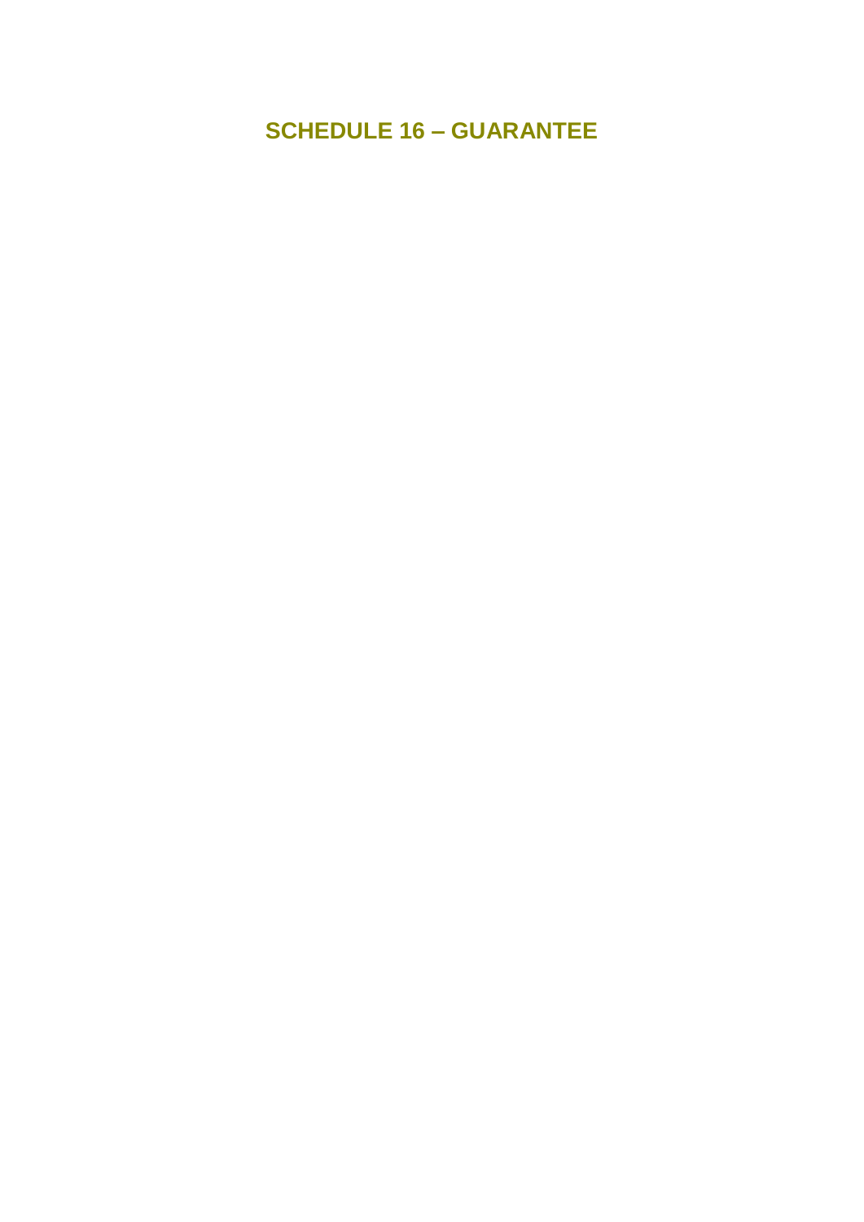# SCHEDULE 16 – GUARANTEE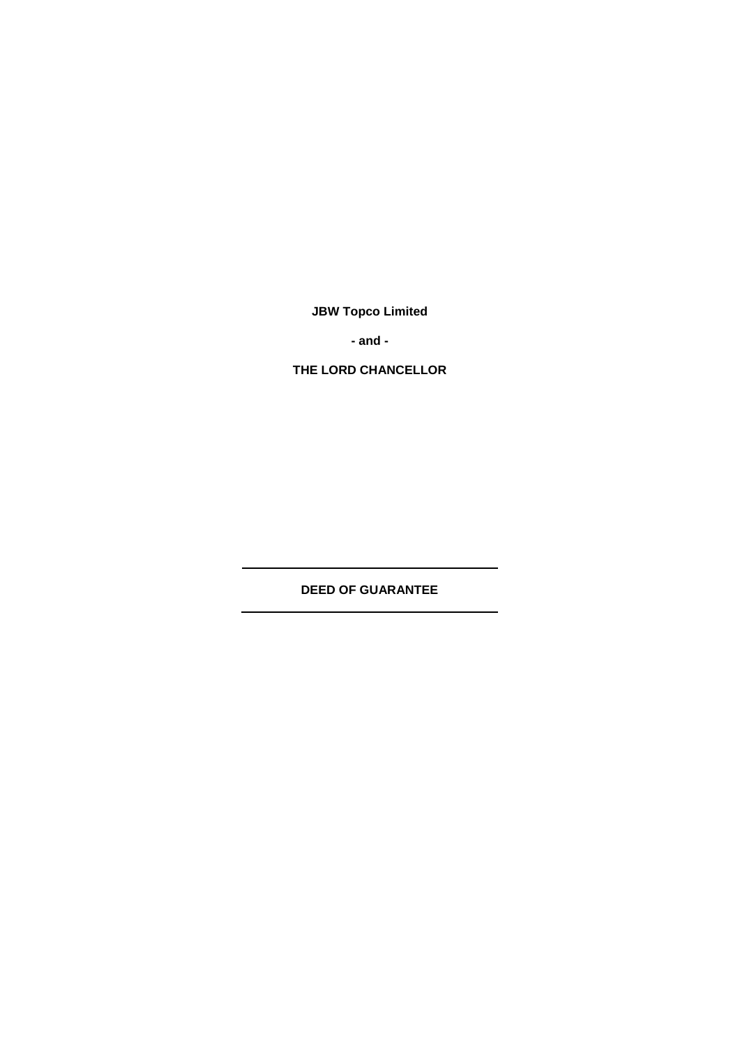**JBW Topco Limited**

**- and -**

**THE LORD CHANCELLOR**

---

**DEED OF GUARANTEE**

---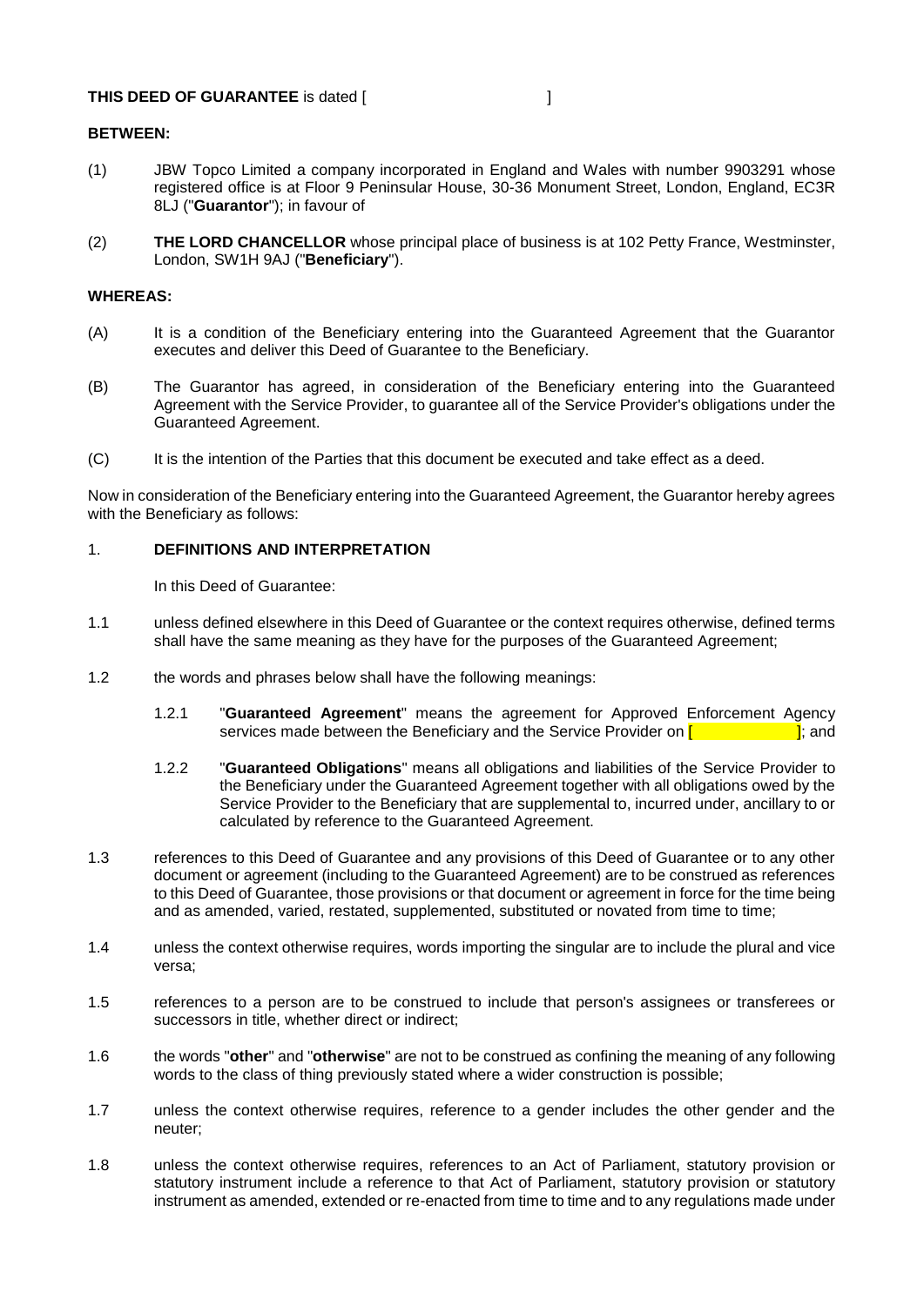**THIS DEED OF GUARANTEE** is dated [ ]

**BETWEEN:**

(1) JBW Topco Limited a company incorporated in England and Wales with number 9903291 whose registered office is at Floor 9 Peninsular House, 30-36 Monument Street, London, England, EC3R 8LJ ("**Guarantor**"); in favour of

(2) **THE LORD CHANCELLOR** whose principal place of business is at 102 Petty France, Westminster, London, SW1H 9AJ ("**Beneficiary**").

**WHEREAS:**

(A) It is a condition of the Beneficiary entering into the Guaranteed Agreement that the Guarantor executes and deliver this Deed of Guarantee to the Beneficiary.

(B) The Guarantor has agreed, in consideration of the Beneficiary entering into the Guaranteed Agreement with the Service Provider, to guarantee all of the Service Provider's obligations under the Guaranteed Agreement.

(C) It is the intention of the Parties that this document be executed and take effect as a deed.

Now in consideration of the Beneficiary entering into the Guaranteed Agreement, the Guarantor hereby agrees with the Beneficiary as follows:

1. **DEFINITIONS AND INTERPRETATION**

In this Deed of Guarantee:

1.1 unless defined elsewhere in this Deed of Guarantee or the context requires otherwise, defined terms shall have the same meaning as they have for the purposes of the Guaranteed Agreement;

1.2 the words and phrases below shall have the following meanings:

1.2.1 "**Guaranteed Agreement**" means the agreement for Approved Enforcement Agency services made between the Beneficiary and the Service Provider on [ ]; and

1.2.2 "**Guaranteed Obligations**" means all obligations and liabilities of the Service Provider to the Beneficiary under the Guaranteed Agreement together with all obligations owed by the Service Provider to the Beneficiary that are supplemental to, incurred under, ancillary to or calculated by reference to the Guaranteed Agreement.

1.3 references to this Deed of Guarantee and any provisions of this Deed of Guarantee or to any other document or agreement (including to the Guaranteed Agreement) are to be construed as references to this Deed of Guarantee, those provisions or that document or agreement in force for the time being and as amended, varied, restated, supplemented, substituted or novated from time to time;

1.4 unless the context otherwise requires, words importing the singular are to include the plural and vice versa;

1.5 references to a person are to be construed to include that person's assignees or transferees or successors in title, whether direct or indirect;

1.6 the words "**other**" and "**otherwise**" are not to be construed as confining the meaning of any following words to the class of thing previously stated where a wider construction is possible;

1.7 unless the context otherwise requires, reference to a gender includes the other gender and the neuter;

1.8 unless the context otherwise requires, references to an Act of Parliament, statutory provision or statutory instrument include a reference to that Act of Parliament, statutory provision or statutory instrument as amended, extended or re-enacted from time to time and to any regulations made under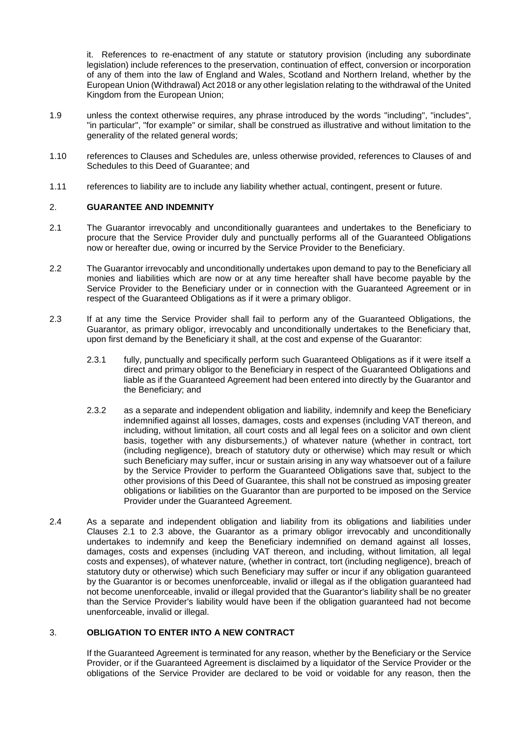it. References to re-enactment of any statute or statutory provision (including any subordinate legislation) include references to the preservation, continuation of effect, conversion or incorporation of any of them into the law of England and Wales, Scotland and Northern Ireland, whether by the European Union (Withdrawal) Act 2018 or any other legislation relating to the withdrawal of the United Kingdom from the European Union;

1.9 unless the context otherwise requires, any phrase introduced by the words "including", "includes", "in particular", "for example" or similar, shall be construed as illustrative and without limitation to the generality of the related general words;

1.10 references to Clauses and Schedules are, unless otherwise provided, references to Clauses of and Schedules to this Deed of Guarantee; and

1.11 references to liability are to include any liability whether actual, contingent, present or future.

## 2. GUARANTEE AND INDEMNITY

2.1 The Guarantor irrevocably and unconditionally guarantees and undertakes to the Beneficiary to procure that the Service Provider duly and punctually performs all of the Guaranteed Obligations now or hereafter due, owing or incurred by the Service Provider to the Beneficiary.

2.2 The Guarantor irrevocably and unconditionally undertakes upon demand to pay to the Beneficiary all monies and liabilities which are now or at any time hereafter shall have become payable by the Service Provider to the Beneficiary under or in connection with the Guaranteed Agreement or in respect of the Guaranteed Obligations as if it were a primary obligor.

2.3 If at any time the Service Provider shall fail to perform any of the Guaranteed Obligations, the Guarantor, as primary obligor, irrevocably and unconditionally undertakes to the Beneficiary that, upon first demand by the Beneficiary it shall, at the cost and expense of the Guarantor:

2.3.1 fully, punctually and specifically perform such Guaranteed Obligations as if it were itself a direct and primary obligor to the Beneficiary in respect of the Guaranteed Obligations and liable as if the Guaranteed Agreement had been entered into directly by the Guarantor and the Beneficiary; and

2.3.2 as a separate and independent obligation and liability, indemnify and keep the Beneficiary indemnified against all losses, damages, costs and expenses (including VAT thereon, and including, without limitation, all court costs and all legal fees on a solicitor and own client basis, together with any disbursements,) of whatever nature (whether in contract, tort (including negligence), breach of statutory duty or otherwise) which may result or which such Beneficiary may suffer, incur or sustain arising in any way whatsoever out of a failure by the Service Provider to perform the Guaranteed Obligations save that, subject to the other provisions of this Deed of Guarantee, this shall not be construed as imposing greater obligations or liabilities on the Guarantor than are purported to be imposed on the Service Provider under the Guaranteed Agreement.

2.4 As a separate and independent obligation and liability from its obligations and liabilities under Clauses 2.1 to 2.3 above, the Guarantor as a primary obligor irrevocably and unconditionally undertakes to indemnify and keep the Beneficiary indemnified on demand against all losses, damages, costs and expenses (including VAT thereon, and including, without limitation, all legal costs and expenses), of whatever nature, (whether in contract, tort (including negligence), breach of statutory duty or otherwise) which such Beneficiary may suffer or incur if any obligation guaranteed by the Guarantor is or becomes unenforceable, invalid or illegal as if the obligation guaranteed had not become unenforceable, invalid or illegal provided that the Guarantor's liability shall be no greater than the Service Provider's liability would have been if the obligation guaranteed had not become unenforceable, invalid or illegal.

## 3. OBLIGATION TO ENTER INTO A NEW CONTRACT

If the Guaranteed Agreement is terminated for any reason, whether by the Beneficiary or the Service Provider, or if the Guaranteed Agreement is disclaimed by a liquidator of the Service Provider or the obligations of the Service Provider are declared to be void or voidable for any reason, then the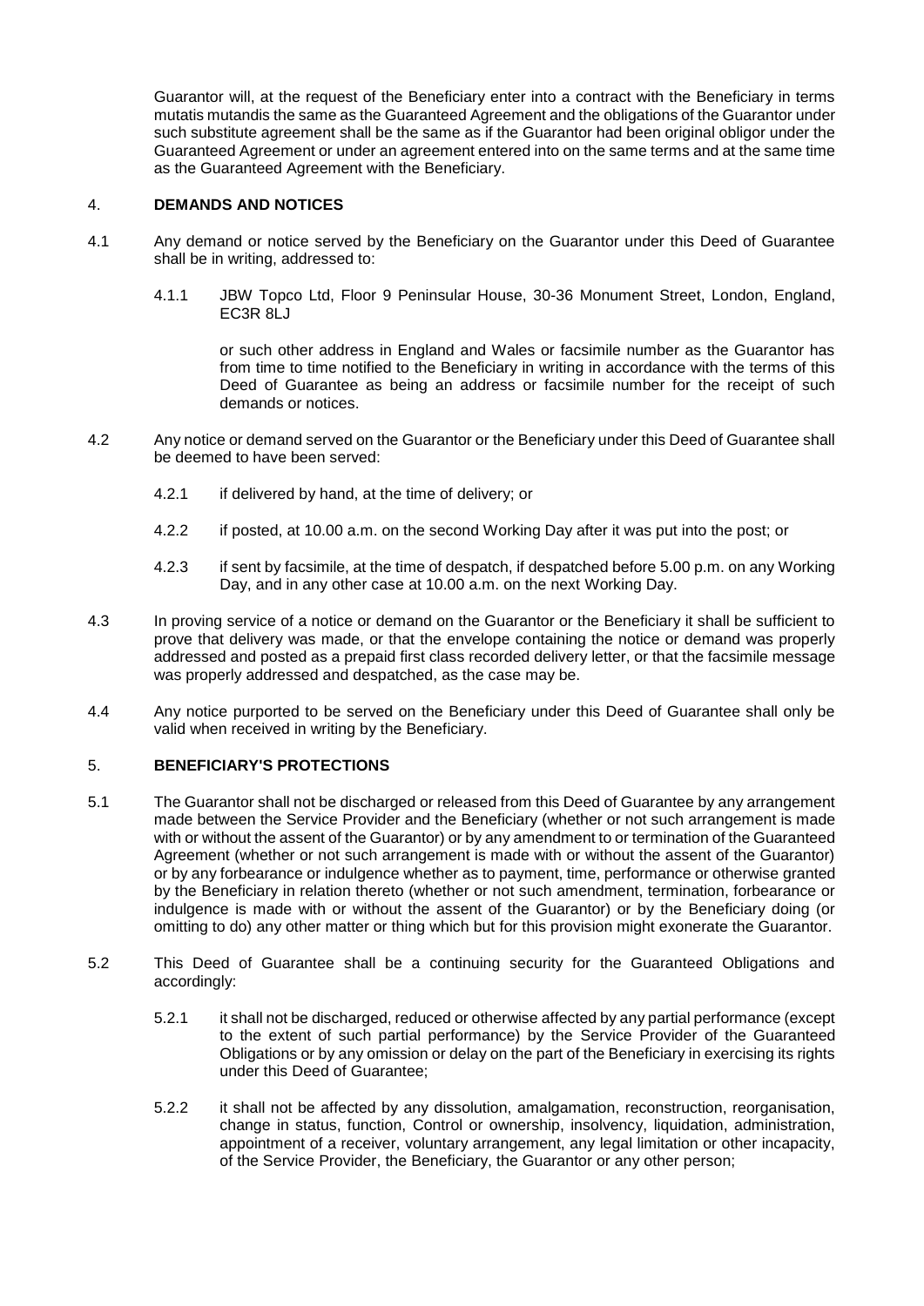Guarantor will, at the request of the Beneficiary enter into a contract with the Beneficiary in terms mutatis mutandis the same as the Guaranteed Agreement and the obligations of the Guarantor under such substitute agreement shall be the same as if the Guarantor had been original obligor under the Guaranteed Agreement or under an agreement entered into on the same terms and at the same time as the Guaranteed Agreement with the Beneficiary.

## 4. DEMANDS AND NOTICES

4.1 Any demand or notice served by the Beneficiary on the Guarantor under this Deed of Guarantee shall be in writing, addressed to:

4.1.1 JBW Topco Ltd, Floor 9 Peninsular House, 30-36 Monument Street, London, England, EC3R 8LJ

or such other address in England and Wales or facsimile number as the Guarantor has from time to time notified to the Beneficiary in writing in accordance with the terms of this Deed of Guarantee as being an address or facsimile number for the receipt of such demands or notices.

4.2 Any notice or demand served on the Guarantor or the Beneficiary under this Deed of Guarantee shall be deemed to have been served:

4.2.1 if delivered by hand, at the time of delivery; or

4.2.2 if posted, at 10.00 a.m. on the second Working Day after it was put into the post; or

4.2.3 if sent by facsimile, at the time of despatch, if despatched before 5.00 p.m. on any Working Day, and in any other case at 10.00 a.m. on the next Working Day.

4.3 In proving service of a notice or demand on the Guarantor or the Beneficiary it shall be sufficient to prove that delivery was made, or that the envelope containing the notice or demand was properly addressed and posted as a prepaid first class recorded delivery letter, or that the facsimile message was properly addressed and despatched, as the case may be.

4.4 Any notice purported to be served on the Beneficiary under this Deed of Guarantee shall only be valid when received in writing by the Beneficiary.

## 5. BENEFICIARY'S PROTECTIONS

5.1 The Guarantor shall not be discharged or released from this Deed of Guarantee by any arrangement made between the Service Provider and the Beneficiary (whether or not such arrangement is made with or without the assent of the Guarantor) or by any amendment to or termination of the Guaranteed Agreement (whether or not such arrangement is made with or without the assent of the Guarantor) or by any forbearance or indulgence whether as to payment, time, performance or otherwise granted by the Beneficiary in relation thereto (whether or not such amendment, termination, forbearance or indulgence is made with or without the assent of the Guarantor) or by the Beneficiary doing (or omitting to do) any other matter or thing which but for this provision might exonerate the Guarantor.

5.2 This Deed of Guarantee shall be a continuing security for the Guaranteed Obligations and accordingly:

5.2.1 it shall not be discharged, reduced or otherwise affected by any partial performance (except to the extent of such partial performance) by the Service Provider of the Guaranteed Obligations or by any omission or delay on the part of the Beneficiary in exercising its rights under this Deed of Guarantee;

5.2.2 it shall not be affected by any dissolution, amalgamation, reconstruction, reorganisation, change in status, function, Control or ownership, insolvency, liquidation, administration, appointment of a receiver, voluntary arrangement, any legal limitation or other incapacity, of the Service Provider, the Beneficiary, the Guarantor or any other person;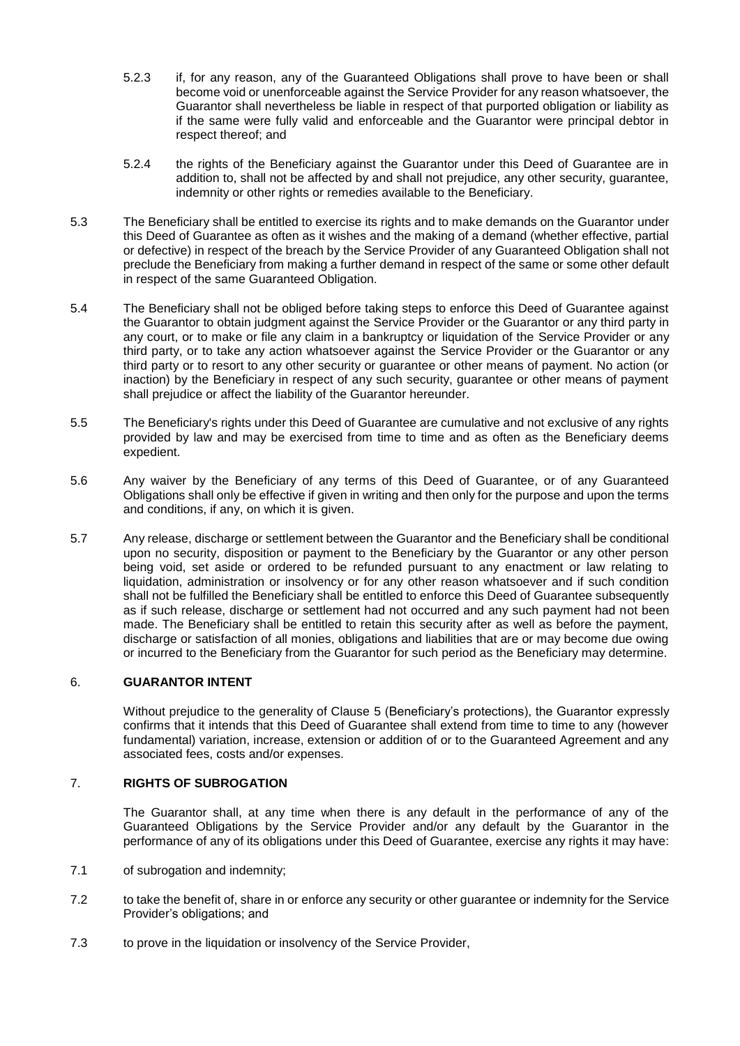5.2.3 if, for any reason, any of the Guaranteed Obligations shall prove to have been or shall become void or unenforceable against the Service Provider for any reason whatsoever, the Guarantor shall nevertheless be liable in respect of that purported obligation or liability as if the same were fully valid and enforceable and the Guarantor were principal debtor in respect thereof; and

5.2.4 the rights of the Beneficiary against the Guarantor under this Deed of Guarantee are in addition to, shall not be affected by and shall not prejudice, any other security, guarantee, indemnity or other rights or remedies available to the Beneficiary.

5.3 The Beneficiary shall be entitled to exercise its rights and to make demands on the Guarantor under this Deed of Guarantee as often as it wishes and the making of a demand (whether effective, partial or defective) in respect of the breach by the Service Provider of any Guaranteed Obligation shall not preclude the Beneficiary from making a further demand in respect of the same or some other default in respect of the same Guaranteed Obligation.

5.4 The Beneficiary shall not be obliged before taking steps to enforce this Deed of Guarantee against the Guarantor to obtain judgment against the Service Provider or the Guarantor or any third party in any court, or to make or file any claim in a bankruptcy or liquidation of the Service Provider or any third party, or to take any action whatsoever against the Service Provider or the Guarantor or any third party or to resort to any other security or guarantee or other means of payment. No action (or inaction) by the Beneficiary in respect of any such security, guarantee or other means of payment shall prejudice or affect the liability of the Guarantor hereunder.

5.5 The Beneficiary's rights under this Deed of Guarantee are cumulative and not exclusive of any rights provided by law and may be exercised from time to time and as often as the Beneficiary deems expedient.

5.6 Any waiver by the Beneficiary of any terms of this Deed of Guarantee, or of any Guaranteed Obligations shall only be effective if given in writing and then only for the purpose and upon the terms and conditions, if any, on which it is given.

5.7 Any release, discharge or settlement between the Guarantor and the Beneficiary shall be conditional upon no security, disposition or payment to the Beneficiary by the Guarantor or any other person being void, set aside or ordered to be refunded pursuant to any enactment or law relating to liquidation, administration or insolvency or for any other reason whatsoever and if such condition shall not be fulfilled the Beneficiary shall be entitled to enforce this Deed of Guarantee subsequently as if such release, discharge or settlement had not occurred and any such payment had not been made. The Beneficiary shall be entitled to retain this security after as well as before the payment, discharge or satisfaction of all monies, obligations and liabilities that are or may become due owing or incurred to the Beneficiary from the Guarantor for such period as the Beneficiary may determine.

## 6. GUARANTOR INTENT

Without prejudice to the generality of Clause 5 (Beneficiary's protections), the Guarantor expressly confirms that it intends that this Deed of Guarantee shall extend from time to time to any (however fundamental) variation, increase, extension or addition of or to the Guaranteed Agreement and any associated fees, costs and/or expenses.

## 7. RIGHTS OF SUBROGATION

The Guarantor shall, at any time when there is any default in the performance of any of the Guaranteed Obligations by the Service Provider and/or any default by the Guarantor in the performance of any of its obligations under this Deed of Guarantee, exercise any rights it may have:

7.1 of subrogation and indemnity;

7.2 to take the benefit of, share in or enforce any security or other guarantee or indemnity for the Service Provider's obligations; and

7.3 to prove in the liquidation or insolvency of the Service Provider,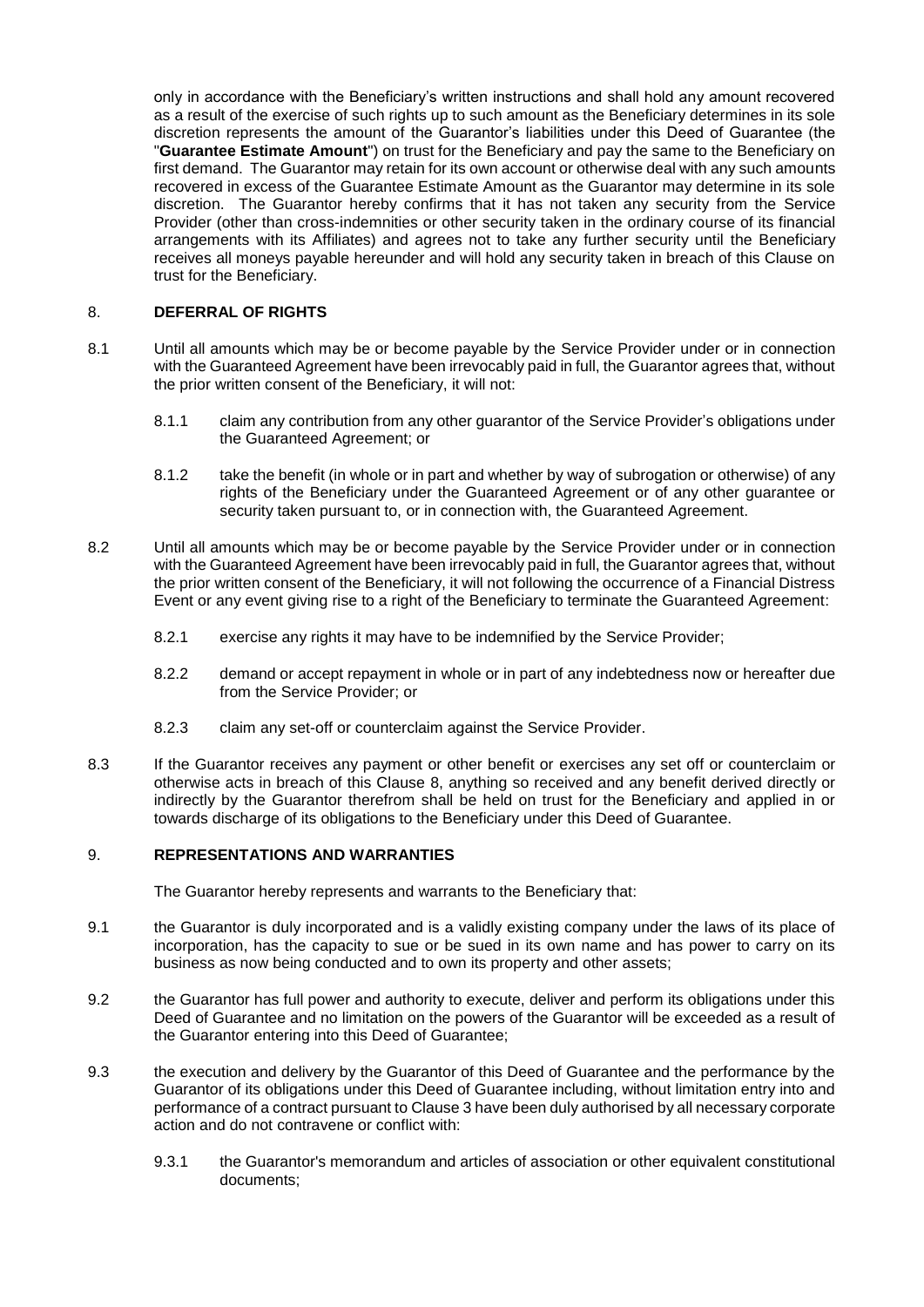only in accordance with the Beneficiary's written instructions and shall hold any amount recovered as a result of the exercise of such rights up to such amount as the Beneficiary determines in its sole discretion represents the amount of the Guarantor's liabilities under this Deed of Guarantee (the "**Guarantee Estimate Amount**") on trust for the Beneficiary and pay the same to the Beneficiary on first demand. The Guarantor may retain for its own account or otherwise deal with any such amounts recovered in excess of the Guarantee Estimate Amount as the Guarantor may determine in its sole discretion. The Guarantor hereby confirms that it has not taken any security from the Service Provider (other than cross-indemnities or other security taken in the ordinary course of its financial arrangements with its Affiliates) and agrees not to take any further security until the Beneficiary receives all moneys payable hereunder and will hold any security taken in breach of this Clause on trust for the Beneficiary.

## 8. DEFERRAL OF RIGHTS

8.1 Until all amounts which may be or become payable by the Service Provider under or in connection with the Guaranteed Agreement have been irrevocably paid in full, the Guarantor agrees that, without the prior written consent of the Beneficiary, it will not:

8.1.1 claim any contribution from any other guarantor of the Service Provider's obligations under the Guaranteed Agreement; or

8.1.2 take the benefit (in whole or in part and whether by way of subrogation or otherwise) of any rights of the Beneficiary under the Guaranteed Agreement or of any other guarantee or security taken pursuant to, or in connection with, the Guaranteed Agreement.

8.2 Until all amounts which may be or become payable by the Service Provider under or in connection with the Guaranteed Agreement have been irrevocably paid in full, the Guarantor agrees that, without the prior written consent of the Beneficiary, it will not following the occurrence of a Financial Distress Event or any event giving rise to a right of the Beneficiary to terminate the Guaranteed Agreement:

8.2.1 exercise any rights it may have to be indemnified by the Service Provider;

8.2.2 demand or accept repayment in whole or in part of any indebtedness now or hereafter due from the Service Provider; or

8.2.3 claim any set-off or counterclaim against the Service Provider.

8.3 If the Guarantor receives any payment or other benefit or exercises any set off or counterclaim or otherwise acts in breach of this Clause 8, anything so received and any benefit derived directly or indirectly by the Guarantor therefrom shall be held on trust for the Beneficiary and applied in or towards discharge of its obligations to the Beneficiary under this Deed of Guarantee.

## 9. REPRESENTATIONS AND WARRANTIES

The Guarantor hereby represents and warrants to the Beneficiary that:

9.1 the Guarantor is duly incorporated and is a validly existing company under the laws of its place of incorporation, has the capacity to sue or be sued in its own name and has power to carry on its business as now being conducted and to own its property and other assets;

9.2 the Guarantor has full power and authority to execute, deliver and perform its obligations under this Deed of Guarantee and no limitation on the powers of the Guarantor will be exceeded as a result of the Guarantor entering into this Deed of Guarantee;

9.3 the execution and delivery by the Guarantor of this Deed of Guarantee and the performance by the Guarantor of its obligations under this Deed of Guarantee including, without limitation entry into and performance of a contract pursuant to Clause 3 have been duly authorised by all necessary corporate action and do not contravene or conflict with:

9.3.1 the Guarantor's memorandum and articles of association or other equivalent constitutional documents;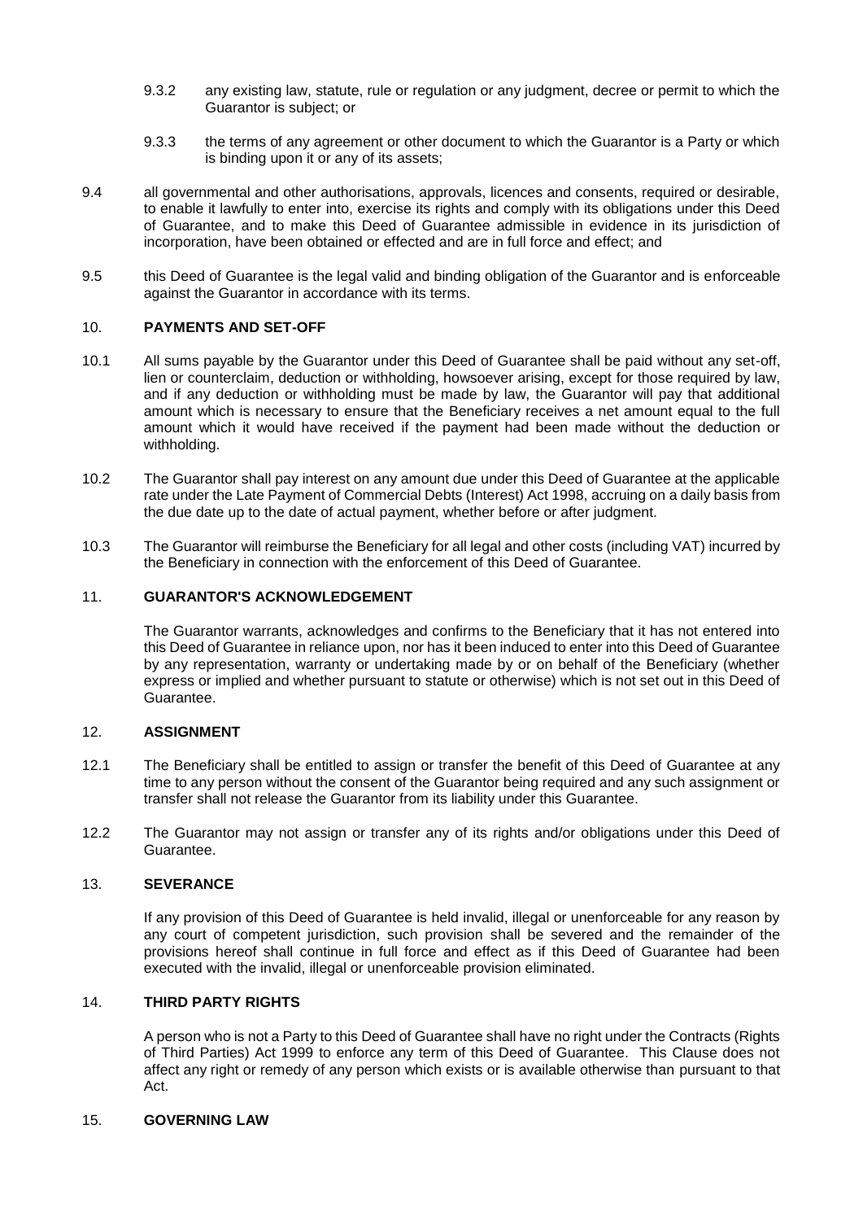9.3.2 any existing law, statute, rule or regulation or any judgment, decree or permit to which the Guarantor is subject; or

9.3.3 the terms of any agreement or other document to which the Guarantor is a Party or which is binding upon it or any of its assets;

9.4 all governmental and other authorisations, approvals, licences and consents, required or desirable, to enable it lawfully to enter into, exercise its rights and comply with its obligations under this Deed of Guarantee, and to make this Deed of Guarantee admissible in evidence in its jurisdiction of incorporation, have been obtained or effected and are in full force and effect; and

9.5 this Deed of Guarantee is the legal valid and binding obligation of the Guarantor and is enforceable against the Guarantor in accordance with its terms.

## 10. PAYMENTS AND SET-OFF

10.1 All sums payable by the Guarantor under this Deed of Guarantee shall be paid without any set-off, lien or counterclaim, deduction or withholding, howsoever arising, except for those required by law, and if any deduction or withholding must be made by law, the Guarantor will pay that additional amount which is necessary to ensure that the Beneficiary receives a net amount equal to the full amount which it would have received if the payment had been made without the deduction or withholding.

10.2 The Guarantor shall pay interest on any amount due under this Deed of Guarantee at the applicable rate under the Late Payment of Commercial Debts (Interest) Act 1998, accruing on a daily basis from the due date up to the date of actual payment, whether before or after judgment.

10.3 The Guarantor will reimburse the Beneficiary for all legal and other costs (including VAT) incurred by the Beneficiary in connection with the enforcement of this Deed of Guarantee.

## 11. GUARANTOR'S ACKNOWLEDGEMENT

The Guarantor warrants, acknowledges and confirms to the Beneficiary that it has not entered into this Deed of Guarantee in reliance upon, nor has it been induced to enter into this Deed of Guarantee by any representation, warranty or undertaking made by or on behalf of the Beneficiary (whether express or implied and whether pursuant to statute or otherwise) which is not set out in this Deed of Guarantee.

## 12. ASSIGNMENT

12.1 The Beneficiary shall be entitled to assign or transfer the benefit of this Deed of Guarantee at any time to any person without the consent of the Guarantor being required and any such assignment or transfer shall not release the Guarantor from its liability under this Guarantee.

12.2 The Guarantor may not assign or transfer any of its rights and/or obligations under this Deed of Guarantee.

## 13. SEVERANCE

If any provision of this Deed of Guarantee is held invalid, illegal or unenforceable for any reason by any court of competent jurisdiction, such provision shall be severed and the remainder of the provisions hereof shall continue in full force and effect as if this Deed of Guarantee had been executed with the invalid, illegal or unenforceable provision eliminated.

## 14. THIRD PARTY RIGHTS

A person who is not a Party to this Deed of Guarantee shall have no right under the Contracts (Rights of Third Parties) Act 1999 to enforce any term of this Deed of Guarantee. This Clause does not affect any right or remedy of any person which exists or is available otherwise than pursuant to that Act.

## 15. GOVERNING LAW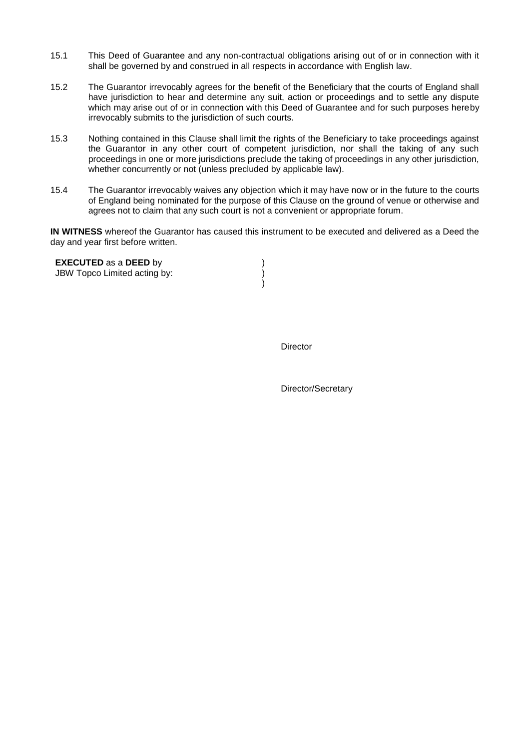15.1 This Deed of Guarantee and any non-contractual obligations arising out of or in connection with it shall be governed by and construed in all respects in accordance with English law.

15.2 The Guarantor irrevocably agrees for the benefit of the Beneficiary that the courts of England shall have jurisdiction to hear and determine any suit, action or proceedings and to settle any dispute which may arise out of or in connection with this Deed of Guarantee and for such purposes hereby irrevocably submits to the jurisdiction of such courts.

15.3 Nothing contained in this Clause shall limit the rights of the Beneficiary to take proceedings against the Guarantor in any other court of competent jurisdiction, nor shall the taking of any such proceedings in one or more jurisdictions preclude the taking of proceedings in any other jurisdiction, whether concurrently or not (unless precluded by applicable law).

15.4 The Guarantor irrevocably waives any objection which it may have now or in the future to the courts of England being nominated for the purpose of this Clause on the ground of venue or otherwise and agrees not to claim that any such court is not a convenient or appropriate forum.

**IN WITNESS** whereof the Guarantor has caused this instrument to be executed and delivered as a Deed the day and year first before written.

**EXECUTED** as a **DEED** by )
JBW Topco Limited acting by: )
)

Director

Director/Secretary